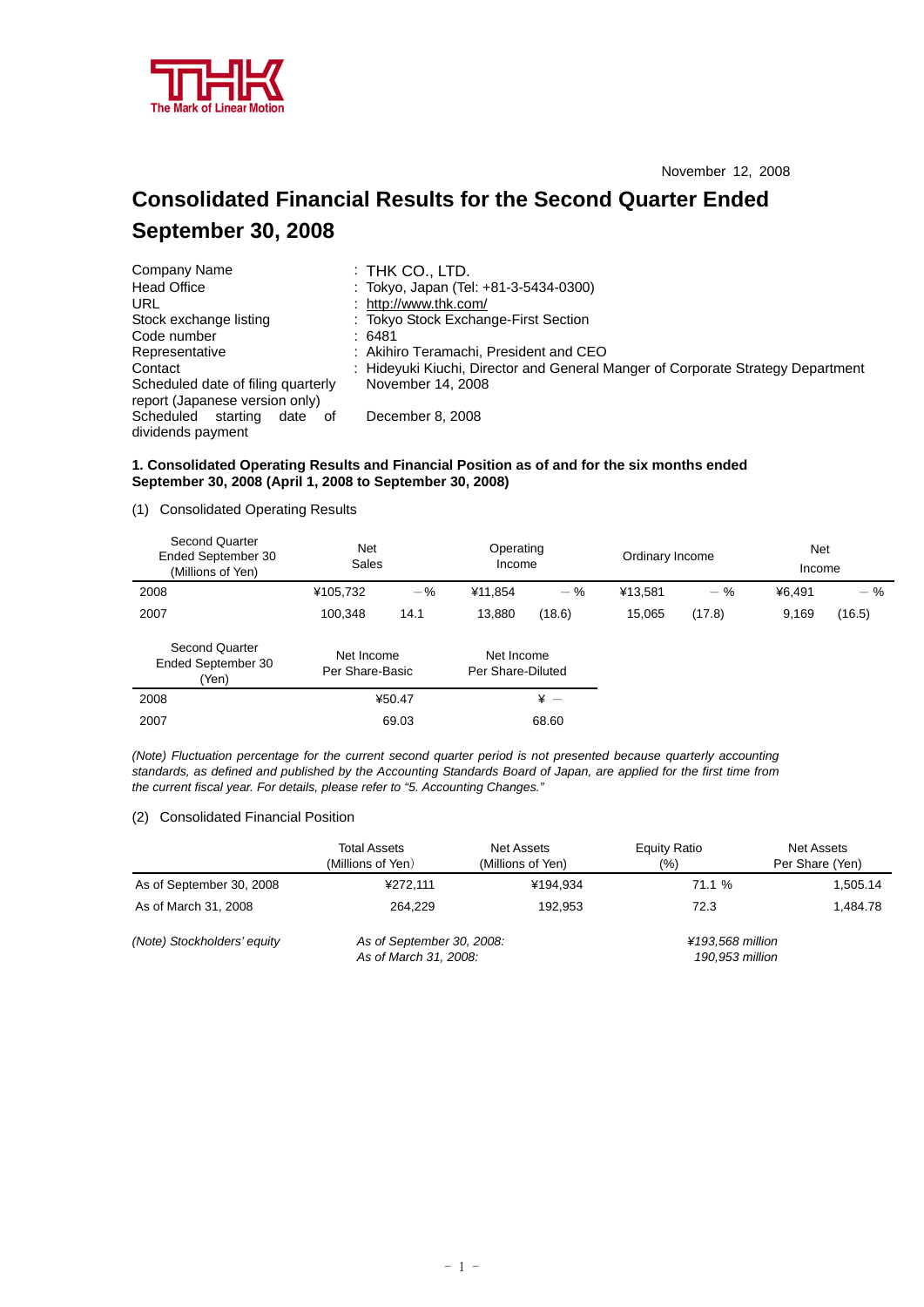THK
The Mark of Linear Motion

November 12, 2008

# Consolidated Financial Results for the Second Quarter Ended September 30, 2008

| | |
|---|---|
| Company Name | : THK CO., LTD. |
| Head Office | : Tokyo, Japan (Tel: +81-3-5434-0300) |
| URL | : http://www.thk.com/ |
| Stock exchange listing | : Tokyo Stock Exchange-First Section |
| Code number | : 6481 |
| Representative | : Akihiro Teramachi, President and CEO |
| Contact | : Hideyuki Kiuchi, Director and General Manger of Corporate Strategy Department |
| Scheduled date of filing quarterly report (Japanese version only) | November 14, 2008 |
| Scheduled starting date of dividends payment | December 8, 2008 |

**1. Consolidated Operating Results and Financial Position as of and for the six months ended September 30, 2008 (April 1, 2008 to September 30, 2008)**

(1) Consolidated Operating Results

| Second Quarter Ended September 30 (Millions of Yen) | Net Sales | | Operating Income | | Ordinary Income | | Net Income | |
|---|---|---|---|---|---|---|---|---|
| 2008 | ¥105,732 | －% | ¥11,854 | －% | ¥13,581 | －% | ¥6,491 | －% |
| 2007 | 100,348 | 14.1 | 13,880 | (18.6) | 15,065 | (17.8) | 9,169 | (16.5) |

| Second Quarter Ended September 30 (Yen) | Net Income Per Share-Basic | Net Income Per Share-Diluted |
|---|---|---|
| 2008 | ¥50.47 | ¥ － |
| 2007 | 69.03 | 68.60 |

*(Note) Fluctuation percentage for the current second quarter period is not presented because quarterly accounting standards, as defined and published by the Accounting Standards Board of Japan, are applied for the first time from the current fiscal year. For details, please refer to "5. Accounting Changes."*

(2) Consolidated Financial Position

| | Total Assets (Millions of Yen) | Net Assets (Millions of Yen) | Equity Ratio (%) | Net Assets Per Share (Yen) |
|---|---|---|---|---|
| As of September 30, 2008 | ¥272,111 | ¥194,934 | 71.1 % | 1,505.14 |
| As of March 31, 2008 | 264,229 | 192,953 | 72.3 | 1,484.78 |

*(Note) Stockholders' equity* — *As of September 30, 2008:* *¥193,568 million*; *As of March 31, 2008:* *190,953 million*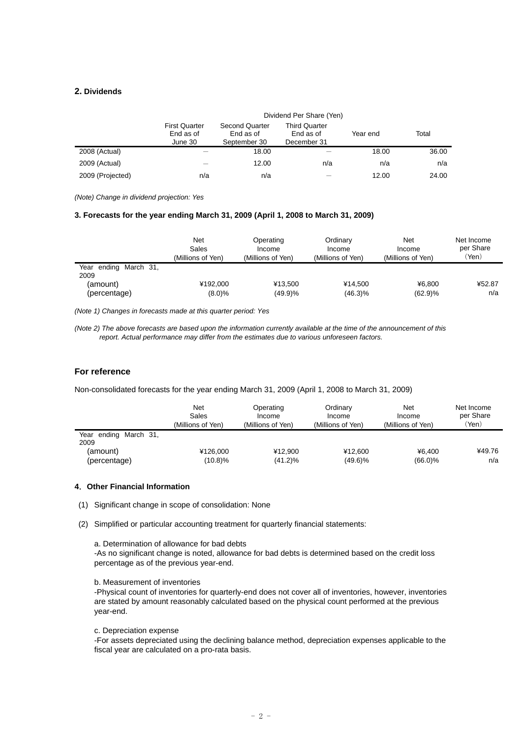## 2. Dividends

| | Dividend Per Share (Yen) | | | | |
|---|---|---|---|---|---|
| | First Quarter End as of June 30 | Second Quarter End as of September 30 | Third Quarter End as of December 31 | Year end | Total |
| 2008 (Actual) | ― | 18.00 | ― | 18.00 | 36.00 |
| 2009 (Actual) | ― | 12.00 | n/a | n/a | n/a |
| 2009 (Projected) | n/a | n/a | ― | 12.00 | 24.00 |

*(Note) Change in dividend projection: Yes*

### 3. Forecasts for the year ending March 31, 2009 (April 1, 2008 to March 31, 2009)

| | Net Sales (Millions of Yen) | Operating Income (Millions of Yen) | Ordinary Income (Millions of Yen) | Net Income (Millions of Yen) | Net Income per Share (Yen) |
|---|---|---|---|---|---|
| Year ending March 31, 2009 | | | | | |
| (amount) | ¥192,000 | ¥13,500 | ¥14,500 | ¥6,800 | ¥52.87 |
| (percentage) | (8.0)% | (49.9)% | (46.3)% | (62.9)% | n/a |

*(Note 1) Changes in forecasts made at this quarter period: Yes*

*(Note 2) The above forecasts are based upon the information currently available at the time of the announcement of this report. Actual performance may differ from the estimates due to various unforeseen factors.*

### For reference

Non-consolidated forecasts for the year ending March 31, 2009 (April 1, 2008 to March 31, 2009)

| | Net Sales (Millions of Yen) | Operating Income (Millions of Yen) | Ordinary Income (Millions of Yen) | Net Income (Millions of Yen) | Net Income per Share (Yen) |
|---|---|---|---|---|---|
| Year ending March 31, 2009 | | | | | |
| (amount) | ¥126,000 | ¥12,900 | ¥12,600 | ¥6,400 | ¥49.76 |
| (percentage) | (10.8)% | (41.2)% | (49.6)% | (66.0)% | n/a |

### 4. Other Financial Information

(1) Significant change in scope of consolidation: None

(2) Simplified or particular accounting treatment for quarterly financial statements:

a. Determination of allowance for bad debts
-As no significant change is noted, allowance for bad debts is determined based on the credit loss percentage as of the previous year-end.

b. Measurement of inventories
-Physical count of inventories for quarterly-end does not cover all of inventories, however, inventories are stated by amount reasonably calculated based on the physical count performed at the previous year-end.

c. Depreciation expense
-For assets depreciated using the declining balance method, depreciation expenses applicable to the fiscal year are calculated on a pro-rata basis.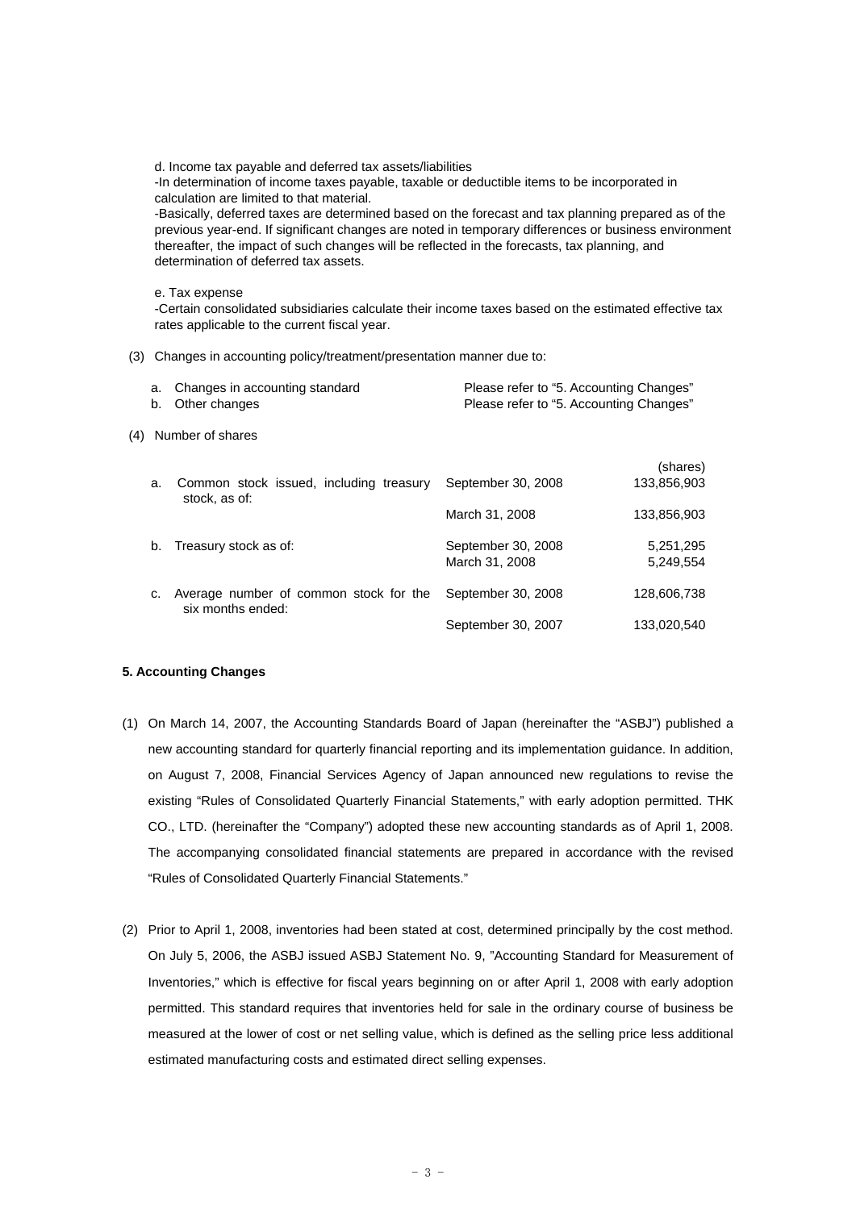d. Income tax payable and deferred tax assets/liabilities

-In determination of income taxes payable, taxable or deductible items to be incorporated in calculation are limited to that material.

-Basically, deferred taxes are determined based on the forecast and tax planning prepared as of the previous year-end. If significant changes are noted in temporary differences or business environment thereafter, the impact of such changes will be reflected in the forecasts, tax planning, and determination of deferred tax assets.

e. Tax expense

-Certain consolidated subsidiaries calculate their income taxes based on the estimated effective tax rates applicable to the current fiscal year.

(3) Changes in accounting policy/treatment/presentation manner due to:

| | | |
|---|---|---|
| a. | Changes in accounting standard | Please refer to "5. Accounting Changes" |
| b. | Other changes | Please refer to "5. Accounting Changes" |

(4) Number of shares

| | | | (shares) |
|---|---|---|---|
| a. | Common stock issued, including treasury stock, as of: | September 30, 2008 | 133,856,903 |
| | | March 31, 2008 | 133,856,903 |
| b. | Treasury stock as of: | September 30, 2008 | 5,251,295 |
| | | March 31, 2008 | 5,249,554 |
| c. | Average number of common stock for the six months ended: | September 30, 2008 | 128,606,738 |
| | | September 30, 2007 | 133,020,540 |

**5. Accounting Changes**

(1) On March 14, 2007, the Accounting Standards Board of Japan (hereinafter the "ASBJ") published a new accounting standard for quarterly financial reporting and its implementation guidance. In addition, on August 7, 2008, Financial Services Agency of Japan announced new regulations to revise the existing "Rules of Consolidated Quarterly Financial Statements," with early adoption permitted. THK CO., LTD. (hereinafter the "Company") adopted these new accounting standards as of April 1, 2008. The accompanying consolidated financial statements are prepared in accordance with the revised "Rules of Consolidated Quarterly Financial Statements."

(2) Prior to April 1, 2008, inventories had been stated at cost, determined principally by the cost method. On July 5, 2006, the ASBJ issued ASBJ Statement No. 9, "Accounting Standard for Measurement of Inventories," which is effective for fiscal years beginning on or after April 1, 2008 with early adoption permitted. This standard requires that inventories held for sale in the ordinary course of business be measured at the lower of cost or net selling value, which is defined as the selling price less additional estimated manufacturing costs and estimated direct selling expenses.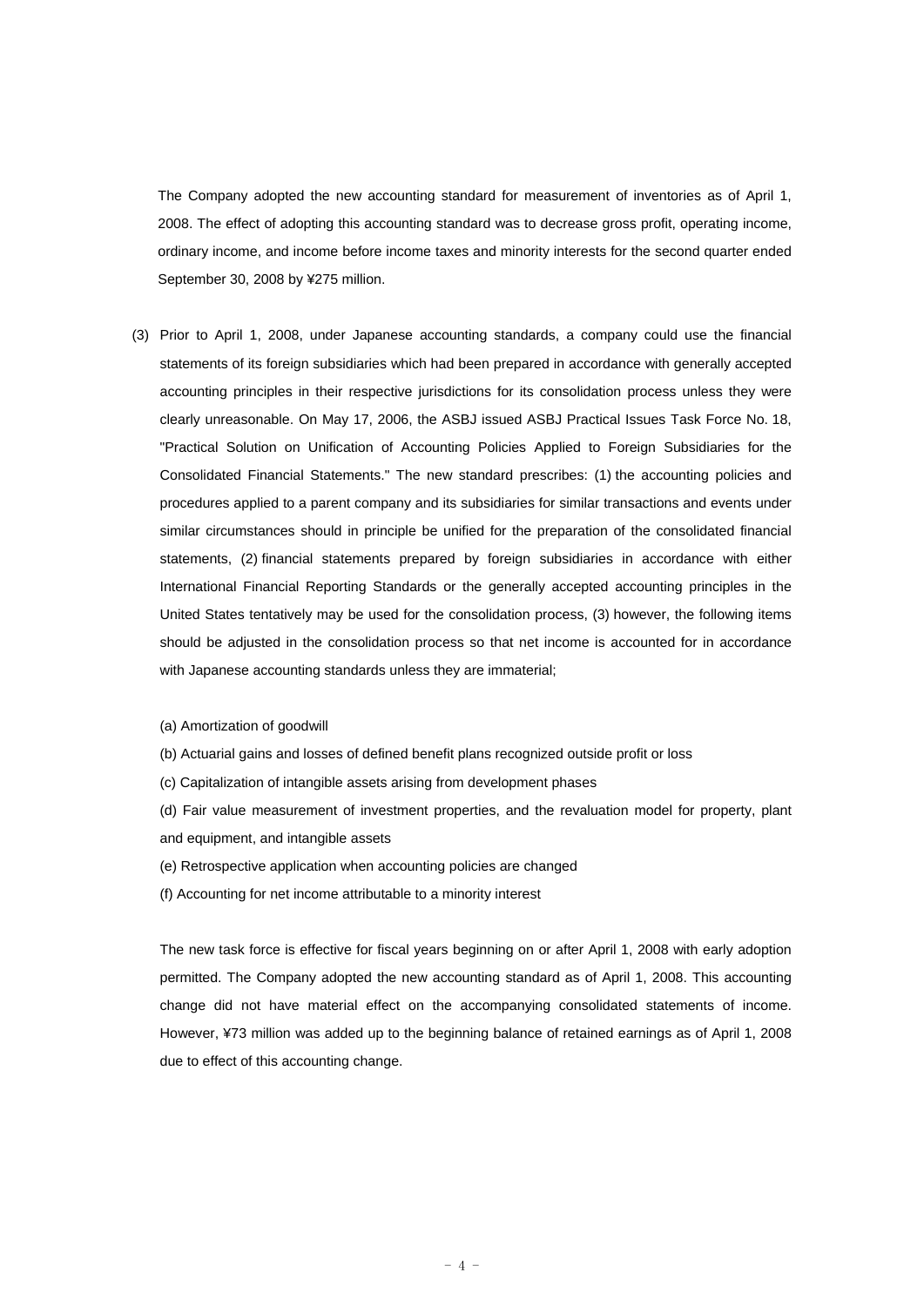The Company adopted the new accounting standard for measurement of inventories as of April 1, 2008. The effect of adopting this accounting standard was to decrease gross profit, operating income, ordinary income, and income before income taxes and minority interests for the second quarter ended September 30, 2008 by ¥275 million.

(3) Prior to April 1, 2008, under Japanese accounting standards, a company could use the financial statements of its foreign subsidiaries which had been prepared in accordance with generally accepted accounting principles in their respective jurisdictions for its consolidation process unless they were clearly unreasonable. On May 17, 2006, the ASBJ issued ASBJ Practical Issues Task Force No. 18, "Practical Solution on Unification of Accounting Policies Applied to Foreign Subsidiaries for the Consolidated Financial Statements." The new standard prescribes: (1) the accounting policies and procedures applied to a parent company and its subsidiaries for similar transactions and events under similar circumstances should in principle be unified for the preparation of the consolidated financial statements, (2) financial statements prepared by foreign subsidiaries in accordance with either International Financial Reporting Standards or the generally accepted accounting principles in the United States tentatively may be used for the consolidation process, (3) however, the following items should be adjusted in the consolidation process so that net income is accounted for in accordance with Japanese accounting standards unless they are immaterial;

(a) Amortization of goodwill

(b) Actuarial gains and losses of defined benefit plans recognized outside profit or loss

(c) Capitalization of intangible assets arising from development phases

(d) Fair value measurement of investment properties, and the revaluation model for property, plant and equipment, and intangible assets

(e) Retrospective application when accounting policies are changed

(f) Accounting for net income attributable to a minority interest

The new task force is effective for fiscal years beginning on or after April 1, 2008 with early adoption permitted. The Company adopted the new accounting standard as of April 1, 2008. This accounting change did not have material effect on the accompanying consolidated statements of income. However, ¥73 million was added up to the beginning balance of retained earnings as of April 1, 2008 due to effect of this accounting change.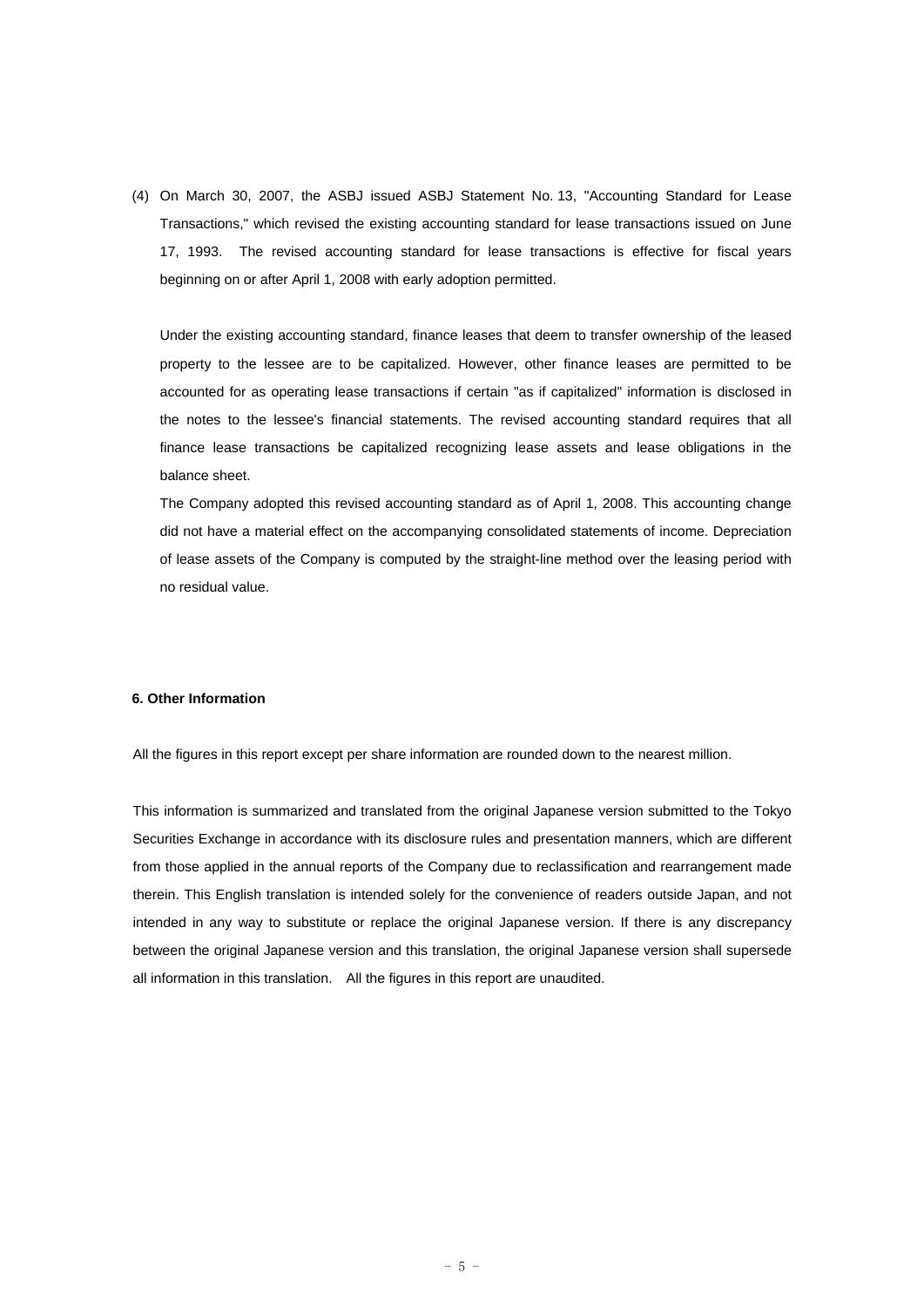(4) On March 30, 2007, the ASBJ issued ASBJ Statement No. 13, "Accounting Standard for Lease Transactions," which revised the existing accounting standard for lease transactions issued on June 17, 1993. The revised accounting standard for lease transactions is effective for fiscal years beginning on or after April 1, 2008 with early adoption permitted.

Under the existing accounting standard, finance leases that deem to transfer ownership of the leased property to the lessee are to be capitalized. However, other finance leases are permitted to be accounted for as operating lease transactions if certain "as if capitalized" information is disclosed in the notes to the lessee's financial statements. The revised accounting standard requires that all finance lease transactions be capitalized recognizing lease assets and lease obligations in the balance sheet.

The Company adopted this revised accounting standard as of April 1, 2008. This accounting change did not have a material effect on the accompanying consolidated statements of income. Depreciation of lease assets of the Company is computed by the straight-line method over the leasing period with no residual value.

**6. Other Information**

All the figures in this report except per share information are rounded down to the nearest million.

This information is summarized and translated from the original Japanese version submitted to the Tokyo Securities Exchange in accordance with its disclosure rules and presentation manners, which are different from those applied in the annual reports of the Company due to reclassification and rearrangement made therein. This English translation is intended solely for the convenience of readers outside Japan, and not intended in any way to substitute or replace the original Japanese version. If there is any discrepancy between the original Japanese version and this translation, the original Japanese version shall supersede all information in this translation. All the figures in this report are unaudited.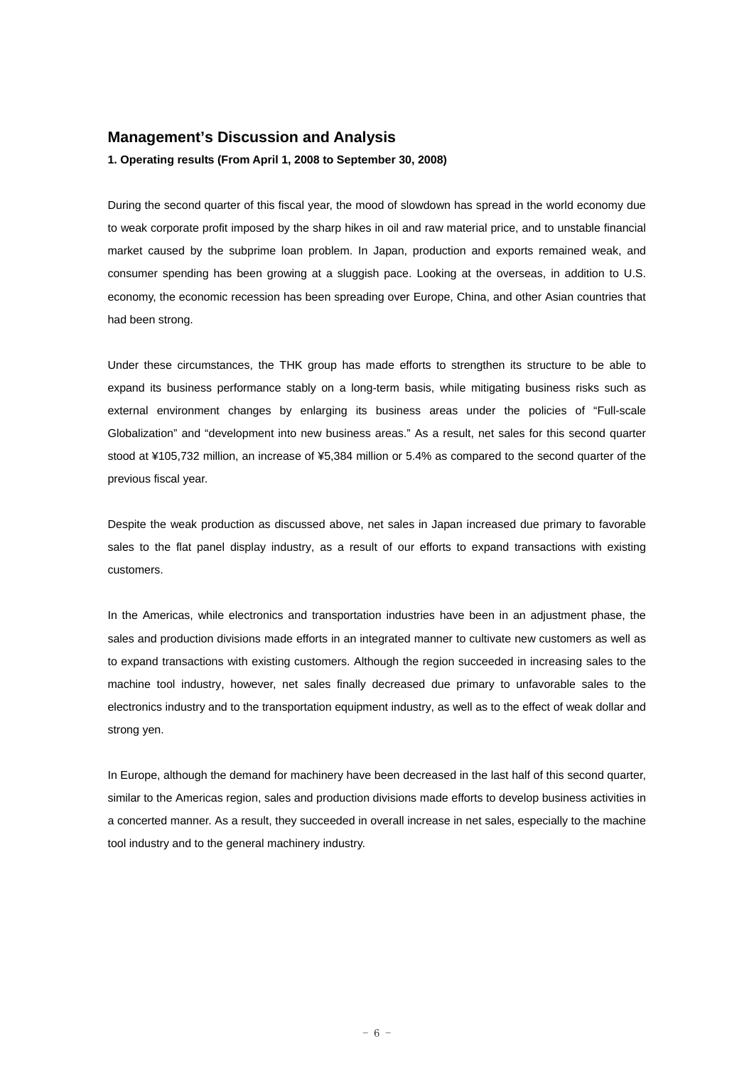## Management's Discussion and Analysis

**1. Operating results (From April 1, 2008 to September 30, 2008)**

During the second quarter of this fiscal year, the mood of slowdown has spread in the world economy due to weak corporate profit imposed by the sharp hikes in oil and raw material price, and to unstable financial market caused by the subprime loan problem. In Japan, production and exports remained weak, and consumer spending has been growing at a sluggish pace. Looking at the overseas, in addition to U.S. economy, the economic recession has been spreading over Europe, China, and other Asian countries that had been strong.

Under these circumstances, the THK group has made efforts to strengthen its structure to be able to expand its business performance stably on a long-term basis, while mitigating business risks such as external environment changes by enlarging its business areas under the policies of "Full-scale Globalization" and "development into new business areas." As a result, net sales for this second quarter stood at ¥105,732 million, an increase of ¥5,384 million or 5.4% as compared to the second quarter of the previous fiscal year.

Despite the weak production as discussed above, net sales in Japan increased due primary to favorable sales to the flat panel display industry, as a result of our efforts to expand transactions with existing customers.

In the Americas, while electronics and transportation industries have been in an adjustment phase, the sales and production divisions made efforts in an integrated manner to cultivate new customers as well as to expand transactions with existing customers. Although the region succeeded in increasing sales to the machine tool industry, however, net sales finally decreased due primary to unfavorable sales to the electronics industry and to the transportation equipment industry, as well as to the effect of weak dollar and strong yen.

In Europe, although the demand for machinery have been decreased in the last half of this second quarter, similar to the Americas region, sales and production divisions made efforts to develop business activities in a concerted manner. As a result, they succeeded in overall increase in net sales, especially to the machine tool industry and to the general machinery industry.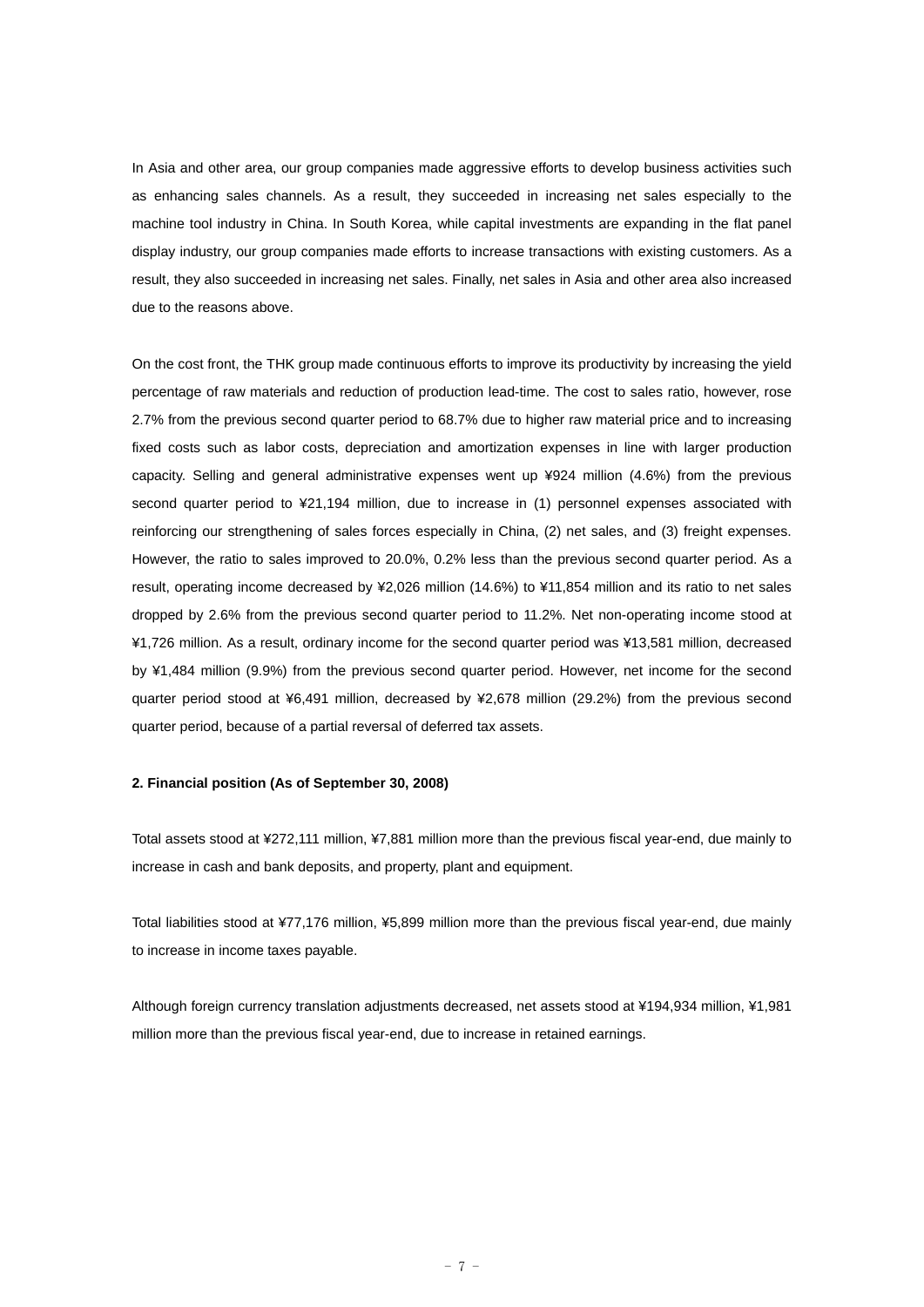In Asia and other area, our group companies made aggressive efforts to develop business activities such as enhancing sales channels. As a result, they succeeded in increasing net sales especially to the machine tool industry in China. In South Korea, while capital investments are expanding in the flat panel display industry, our group companies made efforts to increase transactions with existing customers. As a result, they also succeeded in increasing net sales. Finally, net sales in Asia and other area also increased due to the reasons above.

On the cost front, the THK group made continuous efforts to improve its productivity by increasing the yield percentage of raw materials and reduction of production lead-time. The cost to sales ratio, however, rose 2.7% from the previous second quarter period to 68.7% due to higher raw material price and to increasing fixed costs such as labor costs, depreciation and amortization expenses in line with larger production capacity. Selling and general administrative expenses went up ¥924 million (4.6%) from the previous second quarter period to ¥21,194 million, due to increase in (1) personnel expenses associated with reinforcing our strengthening of sales forces especially in China, (2) net sales, and (3) freight expenses. However, the ratio to sales improved to 20.0%, 0.2% less than the previous second quarter period. As a result, operating income decreased by ¥2,026 million (14.6%) to ¥11,854 million and its ratio to net sales dropped by 2.6% from the previous second quarter period to 11.2%. Net non-operating income stood at ¥1,726 million. As a result, ordinary income for the second quarter period was ¥13,581 million, decreased by ¥1,484 million (9.9%) from the previous second quarter period. However, net income for the second quarter period stood at ¥6,491 million, decreased by ¥2,678 million (29.2%) from the previous second quarter period, because of a partial reversal of deferred tax assets.

**2. Financial position (As of September 30, 2008)**

Total assets stood at ¥272,111 million, ¥7,881 million more than the previous fiscal year-end, due mainly to increase in cash and bank deposits, and property, plant and equipment.

Total liabilities stood at ¥77,176 million, ¥5,899 million more than the previous fiscal year-end, due mainly to increase in income taxes payable.

Although foreign currency translation adjustments decreased, net assets stood at ¥194,934 million, ¥1,981 million more than the previous fiscal year-end, due to increase in retained earnings.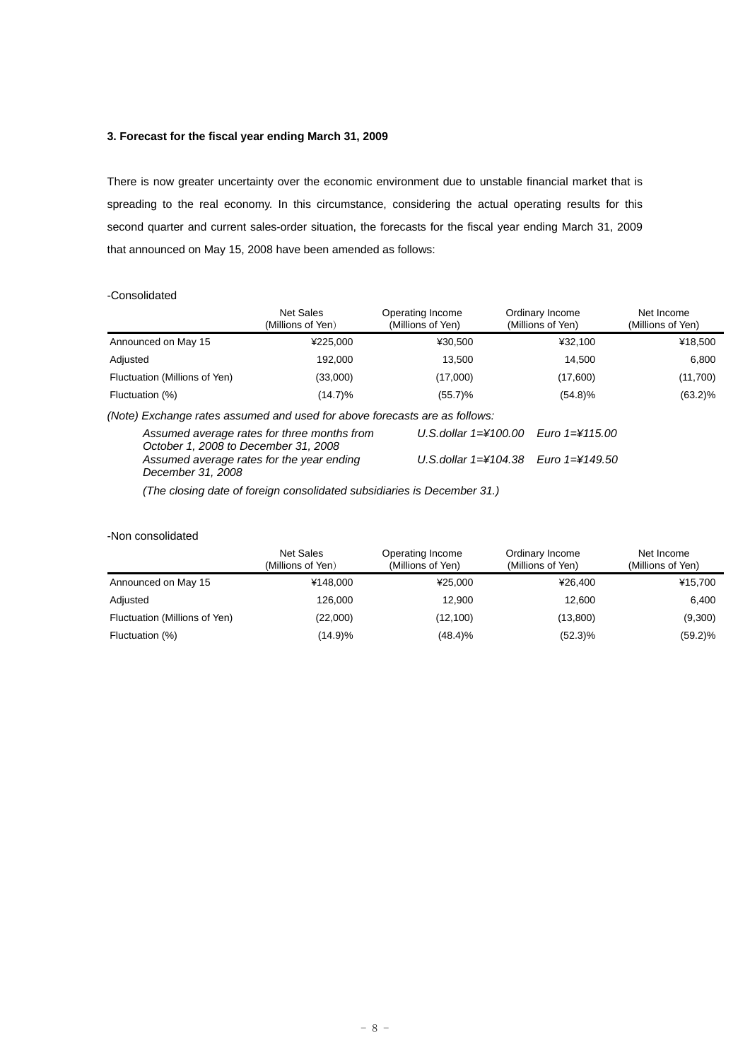### 3. Forecast for the fiscal year ending March 31, 2009

There is now greater uncertainty over the economic environment due to unstable financial market that is spreading to the real economy. In this circumstance, considering the actual operating results for this second quarter and current sales-order situation, the forecasts for the fiscal year ending March 31, 2009 that announced on May 15, 2008 have been amended as follows:

-Consolidated

| | Net Sales (Millions of Yen) | Operating Income (Millions of Yen) | Ordinary Income (Millions of Yen) | Net Income (Millions of Yen) |
|---|---|---|---|---|
| Announced on May 15 | ¥225,000 | ¥30,500 | ¥32,100 | ¥18,500 |
| Adjusted | 192,000 | 13,500 | 14,500 | 6,800 |
| Fluctuation (Millions of Yen) | (33,000) | (17,000) | (17,600) | (11,700) |
| Fluctuation (%) | (14.7)% | (55.7)% | (54.8)% | (63.2)% |

*(Note) Exchange rates assumed and used for above forecasts are as follows:*

| | | |
|---|---|---|
| *Assumed average rates for three months from October 1, 2008 to December 31, 2008* | *U.S.dollar 1=¥100.00* | *Euro 1=¥115.00* |
| *Assumed average rates for the year ending December 31, 2008* | *U.S.dollar 1=¥104.38* | *Euro 1=¥149.50* |

*(The closing date of foreign consolidated subsidiaries is December 31.)*

-Non consolidated

| | Net Sales (Millions of Yen) | Operating Income (Millions of Yen) | Ordinary Income (Millions of Yen) | Net Income (Millions of Yen) |
|---|---|---|---|---|
| Announced on May 15 | ¥148,000 | ¥25,000 | ¥26,400 | ¥15,700 |
| Adjusted | 126,000 | 12,900 | 12,600 | 6,400 |
| Fluctuation (Millions of Yen) | (22,000) | (12,100) | (13,800) | (9,300) |
| Fluctuation (%) | (14.9)% | (48.4)% | (52.3)% | (59.2)% |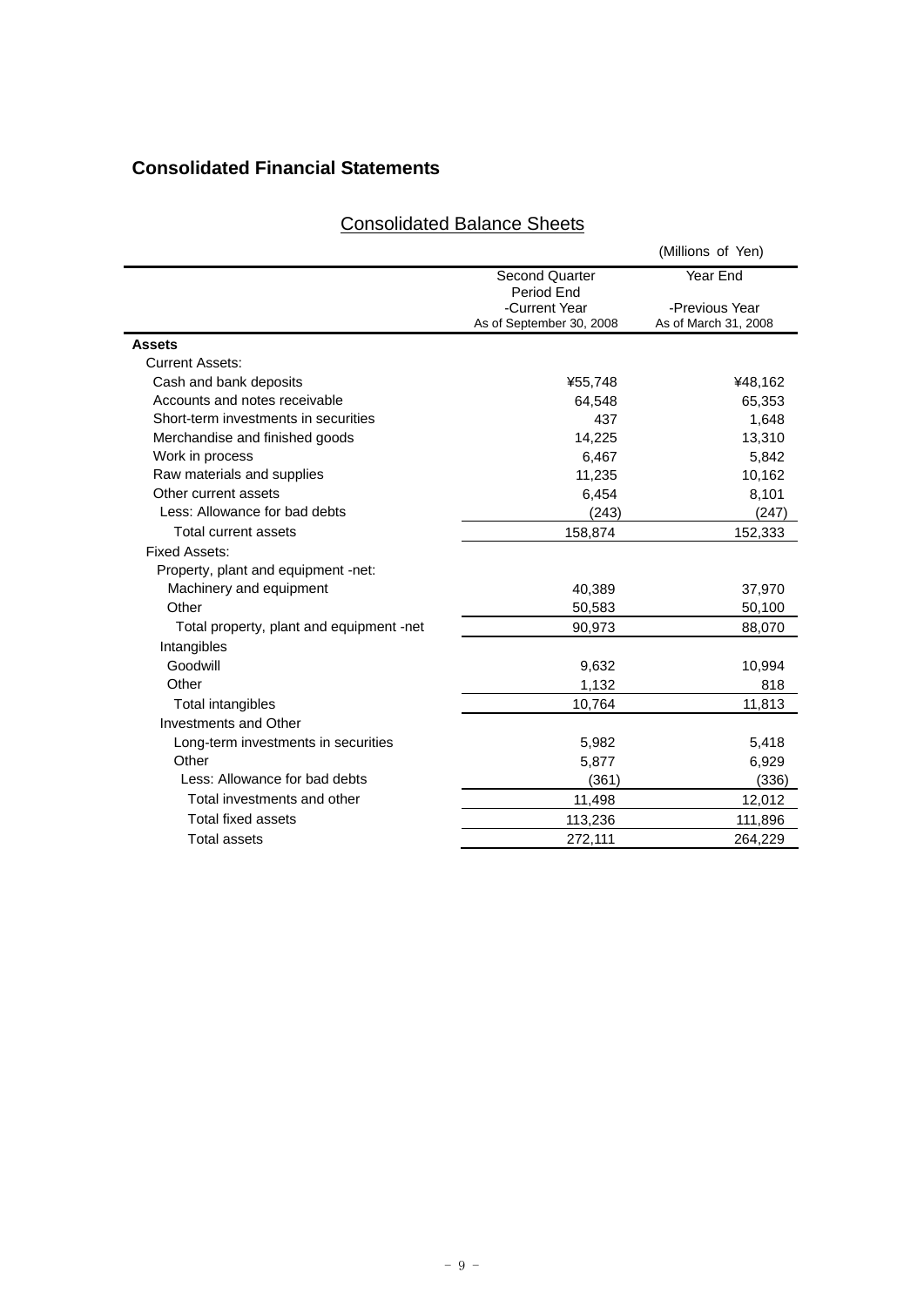## Consolidated Financial Statements

### Consolidated Balance Sheets

(Millions of Yen)

| | Second Quarter Period End -Current Year As of September 30, 2008 | Year End -Previous Year As of March 31, 2008 |
|---|---|---|
| **Assets** | | |
| Current Assets: | | |
| Cash and bank deposits | ¥55,748 | ¥48,162 |
| Accounts and notes receivable | 64,548 | 65,353 |
| Short-term investments in securities | 437 | 1,648 |
| Merchandise and finished goods | 14,225 | 13,310 |
| Work in process | 6,467 | 5,842 |
| Raw materials and supplies | 11,235 | 10,162 |
| Other current assets | 6,454 | 8,101 |
| Less: Allowance for bad debts | (243) | (247) |
| Total current assets | 158,874 | 152,333 |
| Fixed Assets: | | |
| Property, plant and equipment -net: | | |
| Machinery and equipment | 40,389 | 37,970 |
| Other | 50,583 | 50,100 |
| Total property, plant and equipment -net | 90,973 | 88,070 |
| Intangibles | | |
| Goodwill | 9,632 | 10,994 |
| Other | 1,132 | 818 |
| Total intangibles | 10,764 | 11,813 |
| Investments and Other | | |
| Long-term investments in securities | 5,982 | 5,418 |
| Other | 5,877 | 6,929 |
| Less: Allowance for bad debts | (361) | (336) |
| Total investments and other | 11,498 | 12,012 |
| Total fixed assets | 113,236 | 111,896 |
| Total assets | 272,111 | 264,229 |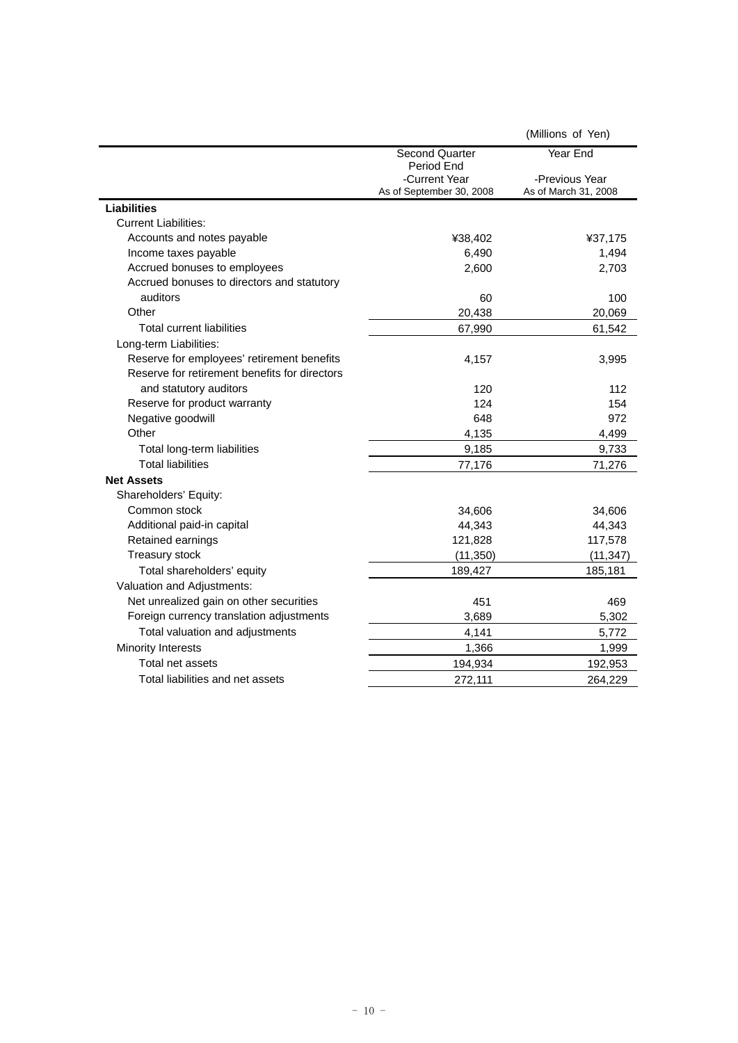(Millions of Yen)

| | Second Quarter Period End -Current Year As of September 30, 2008 | Year End -Previous Year As of March 31, 2008 |
|---|---|---|
| **Liabilities** | | |
| Current Liabilities: | | |
| Accounts and notes payable | ¥38,402 | ¥37,175 |
| Income taxes payable | 6,490 | 1,494 |
| Accrued bonuses to employees | 2,600 | 2,703 |
| Accrued bonuses to directors and statutory auditors | 60 | 100 |
| Other | 20,438 | 20,069 |
| Total current liabilities | 67,990 | 61,542 |
| Long-term Liabilities: | | |
| Reserve for employees' retirement benefits | 4,157 | 3,995 |
| Reserve for retirement benefits for directors and statutory auditors | 120 | 112 |
| Reserve for product warranty | 124 | 154 |
| Negative goodwill | 648 | 972 |
| Other | 4,135 | 4,499 |
| Total long-term liabilities | 9,185 | 9,733 |
| Total liabilities | 77,176 | 71,276 |
| **Net Assets** | | |
| Shareholders' Equity: | | |
| Common stock | 34,606 | 34,606 |
| Additional paid-in capital | 44,343 | 44,343 |
| Retained earnings | 121,828 | 117,578 |
| Treasury stock | (11,350) | (11,347) |
| Total shareholders' equity | 189,427 | 185,181 |
| Valuation and Adjustments: | | |
| Net unrealized gain on other securities | 451 | 469 |
| Foreign currency translation adjustments | 3,689 | 5,302 |
| Total valuation and adjustments | 4,141 | 5,772 |
| Minority Interests | 1,366 | 1,999 |
| Total net assets | 194,934 | 192,953 |
| Total liabilities and net assets | 272,111 | 264,229 |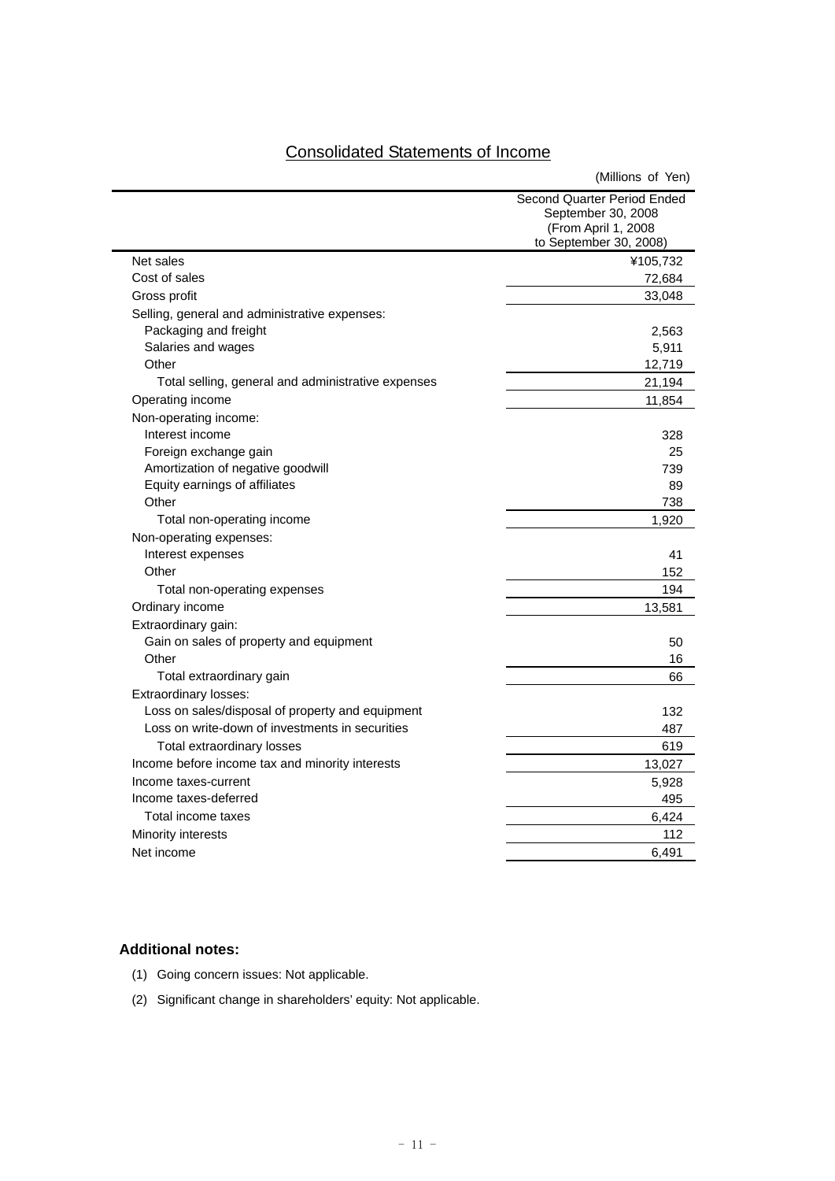## Consolidated Statements of Income

(Millions of Yen)

| | Second Quarter Period Ended September 30, 2008 (From April 1, 2008 to September 30, 2008) |
|---|---|
| Net sales | ¥105,732 |
| Cost of sales | 72,684 |
| Gross profit | 33,048 |
| Selling, general and administrative expenses: | |
| Packaging and freight | 2,563 |
| Salaries and wages | 5,911 |
| Other | 12,719 |
| Total selling, general and administrative expenses | 21,194 |
| Operating income | 11,854 |
| Non-operating income: | |
| Interest income | 328 |
| Foreign exchange gain | 25 |
| Amortization of negative goodwill | 739 |
| Equity earnings of affiliates | 89 |
| Other | 738 |
| Total non-operating income | 1,920 |
| Non-operating expenses: | |
| Interest expenses | 41 |
| Other | 152 |
| Total non-operating expenses | 194 |
| Ordinary income | 13,581 |
| Extraordinary gain: | |
| Gain on sales of property and equipment | 50 |
| Other | 16 |
| Total extraordinary gain | 66 |
| Extraordinary losses: | |
| Loss on sales/disposal of property and equipment | 132 |
| Loss on write-down of investments in securities | 487 |
| Total extraordinary losses | 619 |
| Income before income tax and minority interests | 13,027 |
| Income taxes-current | 5,928 |
| Income taxes-deferred | 495 |
| Total income taxes | 6,424 |
| Minority interests | 112 |
| Net income | 6,491 |

### Additional notes:

(1) Going concern issues: Not applicable.

(2) Significant change in shareholders' equity: Not applicable.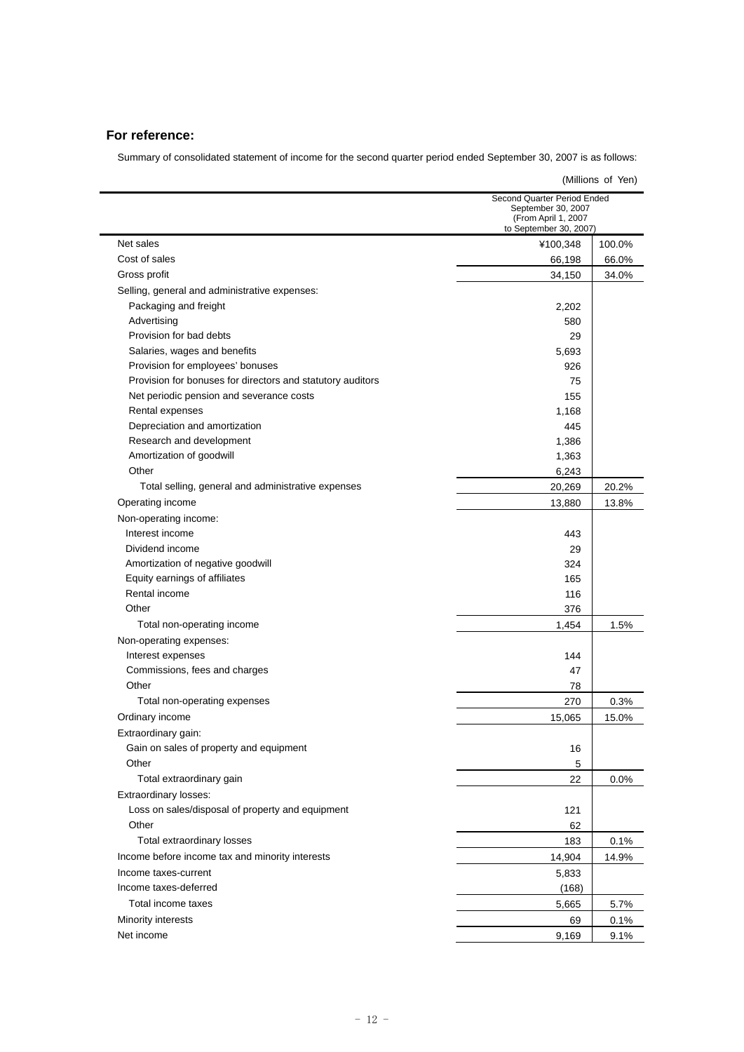## For reference:

Summary of consolidated statement of income for the second quarter period ended September 30, 2007 is as follows:

(Millions of Yen)

| | Second Quarter Period Ended September 30, 2007 (From April 1, 2007 to September 30, 2007) | |
|---|---|---|
| Net sales | ¥100,348 | 100.0% |
| Cost of sales | 66,198 | 66.0% |
| Gross profit | 34,150 | 34.0% |
| Selling, general and administrative expenses: | | |
| Packaging and freight | 2,202 | |
| Advertising | 580 | |
| Provision for bad debts | 29 | |
| Salaries, wages and benefits | 5,693 | |
| Provision for employees' bonuses | 926 | |
| Provision for bonuses for directors and statutory auditors | 75 | |
| Net periodic pension and severance costs | 155 | |
| Rental expenses | 1,168 | |
| Depreciation and amortization | 445 | |
| Research and development | 1,386 | |
| Amortization of goodwill | 1,363 | |
| Other | 6,243 | |
| Total selling, general and administrative expenses | 20,269 | 20.2% |
| Operating income | 13,880 | 13.8% |
| Non-operating income: | | |
| Interest income | 443 | |
| Dividend income | 29 | |
| Amortization of negative goodwill | 324 | |
| Equity earnings of affiliates | 165 | |
| Rental income | 116 | |
| Other | 376 | |
| Total non-operating income | 1,454 | 1.5% |
| Non-operating expenses: | | |
| Interest expenses | 144 | |
| Commissions, fees and charges | 47 | |
| Other | 78 | |
| Total non-operating expenses | 270 | 0.3% |
| Ordinary income | 15,065 | 15.0% |
| Extraordinary gain: | | |
| Gain on sales of property and equipment | 16 | |
| Other | 5 | |
| Total extraordinary gain | 22 | 0.0% |
| Extraordinary losses: | | |
| Loss on sales/disposal of property and equipment | 121 | |
| Other | 62 | |
| Total extraordinary losses | 183 | 0.1% |
| Income before income tax and minority interests | 14,904 | 14.9% |
| Income taxes-current | 5,833 | |
| Income taxes-deferred | (168) | |
| Total income taxes | 5,665 | 5.7% |
| Minority interests | 69 | 0.1% |
| Net income | 9,169 | 9.1% |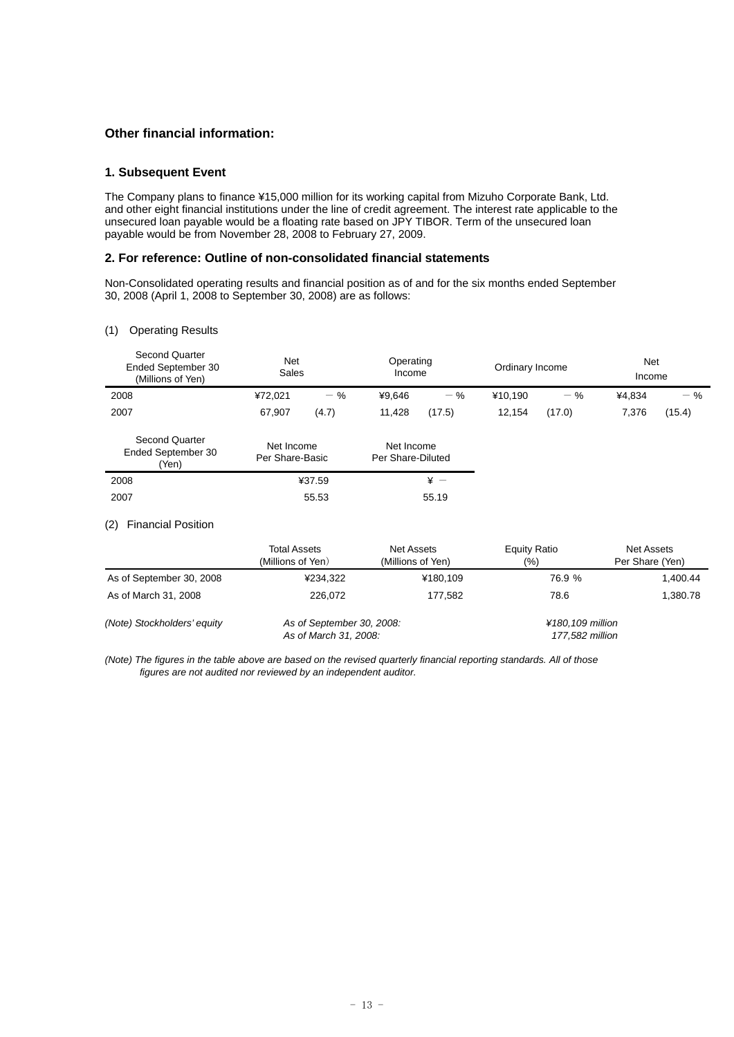## Other financial information:

### 1. Subsequent Event

The Company plans to finance ¥15,000 million for its working capital from Mizuho Corporate Bank, Ltd. and other eight financial institutions under the line of credit agreement. The interest rate applicable to the unsecured loan payable would be a floating rate based on JPY TIBOR. Term of the unsecured loan payable would be from November 28, 2008 to February 27, 2009.

### 2. For reference: Outline of non-consolidated financial statements

Non-Consolidated operating results and financial position as of and for the six months ended September 30, 2008 (April 1, 2008 to September 30, 2008) are as follows:

(1) Operating Results

| Second Quarter Ended September 30 (Millions of Yen) | Net Sales | | Operating Income | | Ordinary Income | | Net Income | |
|---|---|---|---|---|---|---|---|---|
| 2008 | ¥72,021 | － % | ¥9,646 | － % | ¥10,190 | － % | ¥4,834 | － % |
| 2007 | 67,907 | (4.7) | 11,428 | (17.5) | 12,154 | (17.0) | 7,376 | (15.4) |

| Second Quarter Ended September 30 (Yen) | Net Income Per Share-Basic | Net Income Per Share-Diluted |
|---|---|---|
| 2008 | ¥37.59 | ¥ － |
| 2007 | 55.53 | 55.19 |

(2) Financial Position

| | Total Assets (Millions of Yen) | Net Assets (Millions of Yen) | Equity Ratio (%) | Net Assets Per Share (Yen) |
|---|---|---|---|---|
| As of September 30, 2008 | ¥234,322 | ¥180,109 | 76.9 % | 1,400.44 |
| As of March 31, 2008 | 226,072 | 177,582 | 78.6 | 1,380.78 |

*(Note) Stockholders' equity*　*As of September 30, 2008:*　*¥180,109 million*
*As of March 31, 2008:*　*177,582 million*

*(Note) The figures in the table above are based on the revised quarterly financial reporting standards. All of those figures are not audited nor reviewed by an independent auditor.*